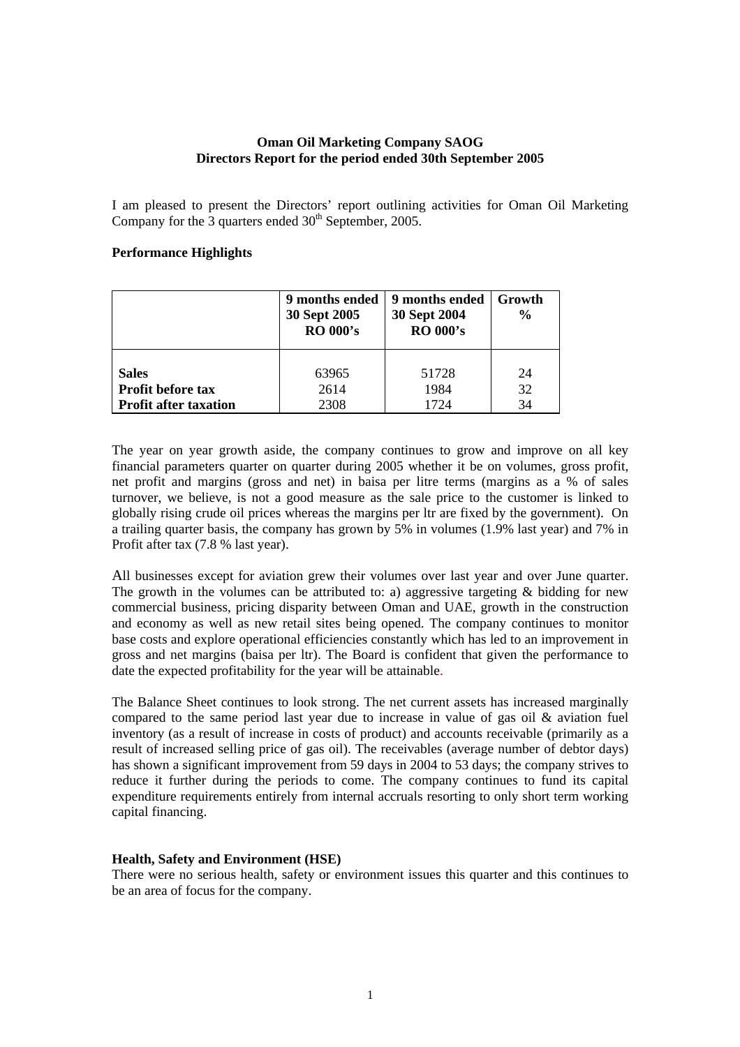**Oman Oil Marketing Company SAOG**
**Directors Report for the period ended 30th September 2005**

I am pleased to present the Directors' report outlining activities for Oman Oil Marketing Company for the 3 quarters ended 30th September, 2005.

**Performance Highlights**

| | 9 months ended 30 Sept 2005 RO 000's | 9 months ended 30 Sept 2004 RO 000's | Growth % |
|---|---|---|---|
| **Sales** | 63965 | 51728 | 24 |
| **Profit before tax** | 2614 | 1984 | 32 |
| **Profit after taxation** | 2308 | 1724 | 34 |

The year on year growth aside, the company continues to grow and improve on all key financial parameters quarter on quarter during 2005 whether it be on volumes, gross profit, net profit and margins (gross and net) in baisa per litre terms (margins as a % of sales turnover, we believe, is not a good measure as the sale price to the customer is linked to globally rising crude oil prices whereas the margins per ltr are fixed by the government). On a trailing quarter basis, the company has grown by 5% in volumes (1.9% last year) and 7% in Profit after tax (7.8 % last year).

All businesses except for aviation grew their volumes over last year and over June quarter. The growth in the volumes can be attributed to: a) aggressive targeting & bidding for new commercial business, pricing disparity between Oman and UAE, growth in the construction and economy as well as new retail sites being opened. The company continues to monitor base costs and explore operational efficiencies constantly which has led to an improvement in gross and net margins (baisa per ltr). The Board is confident that given the performance to date the expected profitability for the year will be attainable.

The Balance Sheet continues to look strong. The net current assets has increased marginally compared to the same period last year due to increase in value of gas oil & aviation fuel inventory (as a result of increase in costs of product) and accounts receivable (primarily as a result of increased selling price of gas oil). The receivables (average number of debtor days) has shown a significant improvement from 59 days in 2004 to 53 days; the company strives to reduce it further during the periods to come. The company continues to fund its capital expenditure requirements entirely from internal accruals resorting to only short term working capital financing.

**Health, Safety and Environment (HSE)**

There were no serious health, safety or environment issues this quarter and this continues to be an area of focus for the company.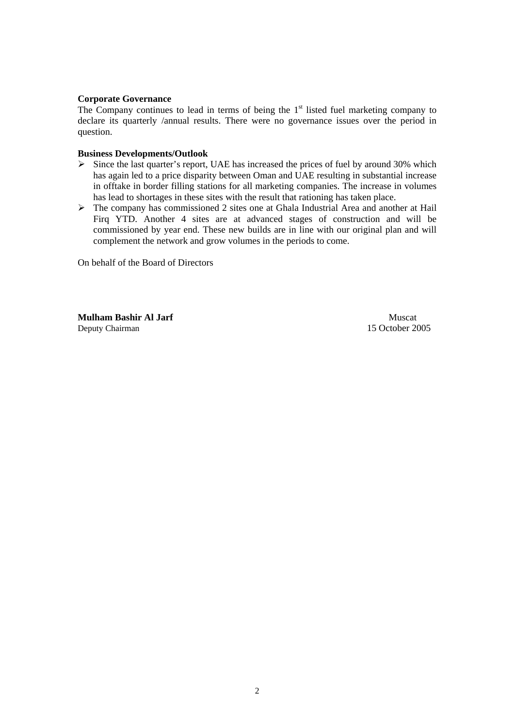**Corporate Governance**

The Company continues to lead in terms of being the 1st listed fuel marketing company to declare its quarterly /annual results. There were no governance issues over the period in question.

**Business Developments/Outlook**

- Since the last quarter's report, UAE has increased the prices of fuel by around 30% which has again led to a price disparity between Oman and UAE resulting in substantial increase in offtake in border filling stations for all marketing companies. The increase in volumes has lead to shortages in these sites with the result that rationing has taken place.
- The company has commissioned 2 sites one at Ghala Industrial Area and another at Hail Firq YTD. Another 4 sites are at advanced stages of construction and will be commissioned by year end. These new builds are in line with our original plan and will complement the network and grow volumes in the periods to come.

On behalf of the Board of Directors

**Mulham Bashir Al Jarf**
Deputy Chairman

Muscat
15 October 2005